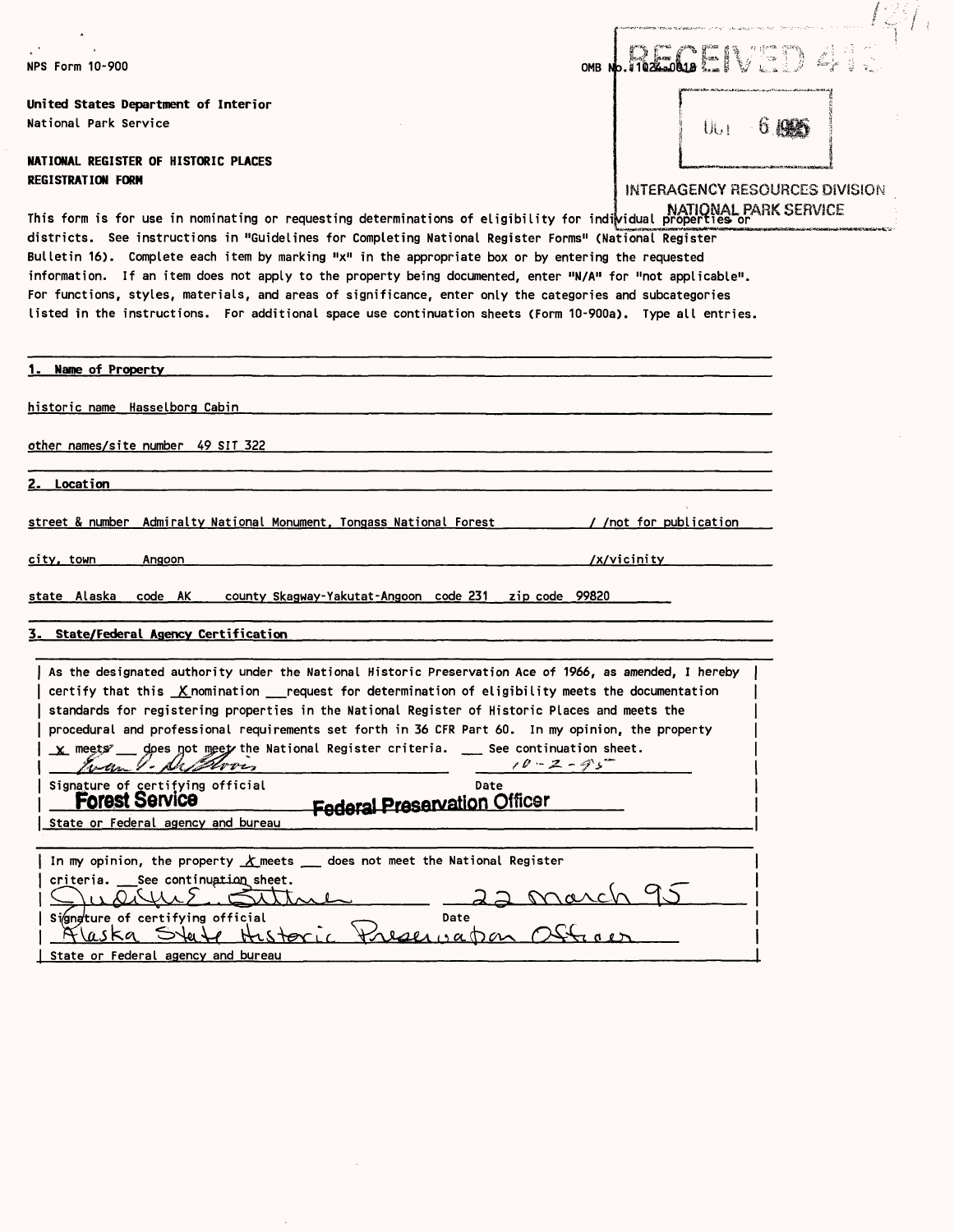NPS Form 10-900

OMB No. 1024-0018

RECEIVED 413

OCT 6 1995

INTERAGENCY RESOURCES DIVISION
NATIONAL PARK SERVICE

**United States Department of Interior**
National Park Service

**NATIONAL REGISTER OF HISTORIC PLACES**
**REGISTRATION FORM**

This form is for use in nominating or requesting determinations of eligibility for individual properties or districts. See instructions in "Guidelines for Completing National Register Forms" (National Register Bulletin 16). Complete each item by marking "x" in the appropriate box or by entering the requested information. If an item does not apply to the property being documented, enter "N/A" for "not applicable". For functions, styles, materials, and areas of significance, enter only the categories and subcategories listed in the instructions. For additional space use continuation sheets (Form 10-900a). Type all entries.

## 1. Name of Property

historic name Hasselborg Cabin

other names/site number 49 SIT 322

## 2. Location

street & number Admiralty National Monument, Tongass National Forest / /not for publication

city, town Angoon /x/vicinity

state Alaska code AK county Skagway-Yakutat-Angoon code 231 zip code 99820

## 3. State/Federal Agency Certification

As the designated authority under the National Historic Preservation Ace of 1966, as amended, I hereby certify that this _X_ nomination ___ request for determination of eligibility meets the documentation standards for registering properties in the National Register of Historic Places and meets the procedural and professional requirements set forth in 36 CFR Part 60. In my opinion, the property _x_ meets ___ does not meet the National Register criteria. ___ See continuation sheet.

Evan V. DeBloois 10-2-95

Signature of certifying official Date

**Forest Service** **Federal Preservation Officer**

State or Federal agency and bureau

In my opinion, the property _X_ meets ___ does not meet the National Register criteria. ___ See continuation sheet.

Judith E. Bittner 22 March 95

Signature of certifying official Date

Alaska State Historic Preservation Officer

State or Federal agency and bureau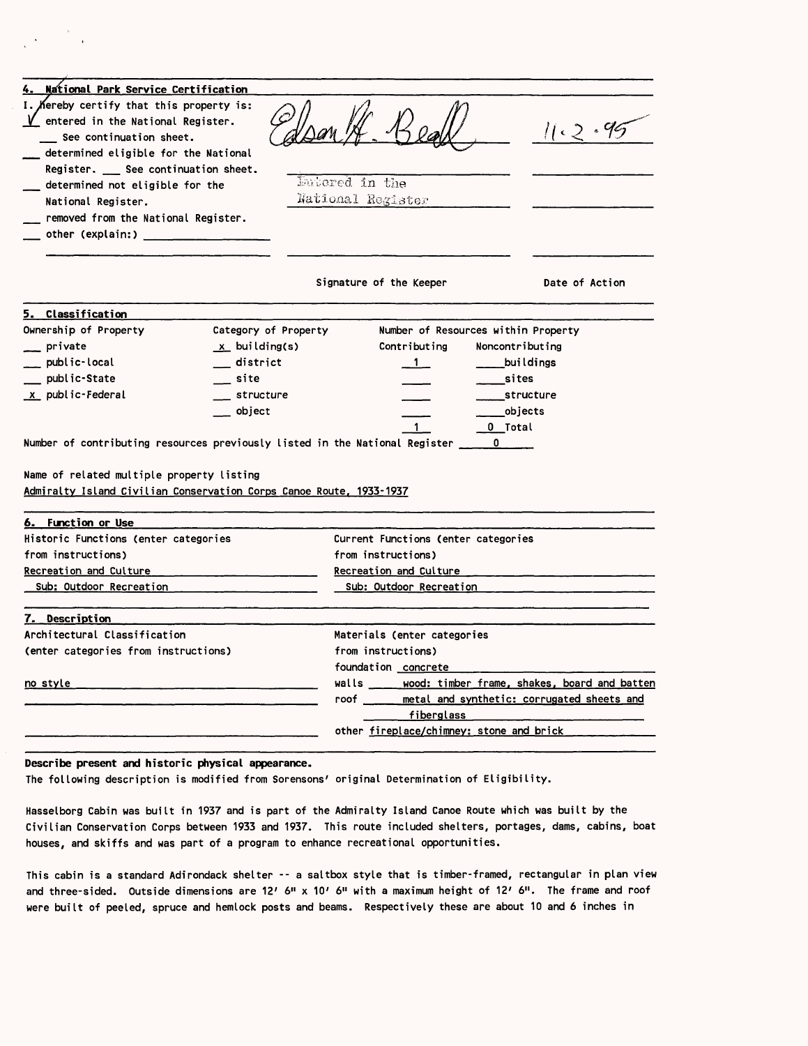## 4. National Park Service Certification

I, hereby certify that this property is:

- ✓ entered in the National Register.
  - ___ See continuation sheet.
- ___ determined eligible for the National Register. ___ See continuation sheet.
- ___ determined not eligible for the National Register.
- ___ removed from the National Register.
- ___ other (explain:) ___________

Edson H. Beall — 11.2.95

Entered in the National Register

Signature of the Keeper — Date of Action

## 5. Classification

**Ownership of Property**
- ___ private
- ___ public-local
- ___ public-State
- x public-Federal

**Category of Property**
- x building(s)
- ___ district
- ___ site
- ___ structure
- ___ object

**Number of Resources within Property**

| Contributing | Noncontributing | |
|---|---|---|
| 1 | ___ | buildings |
| ___ | ___ | sites |
| ___ | ___ | structure |
| ___ | ___ | objects |
| 1 | 0 | Total |

Number of contributing resources previously listed in the National Register 0

Name of related multiple property listing
Admiralty Island Civilian Conservation Corps Canoe Route, 1933-1937

## 6. Function or Use

| Historic Functions (enter categories from instructions) | Current Functions (enter categories from instructions) |
|---|---|
| Recreation and Culture | Recreation and Culture |
| Sub: Outdoor Recreation | Sub: Outdoor Recreation |

## 7. Description

**Architectural Classification** (enter categories from instructions)

no style

**Materials** (enter categories from instructions)

- foundation concrete
- walls wood: timber frame, shakes, board and batten
- roof metal and synthetic: corrugated sheets and fiberglass
- other fireplace/chimney: stone and brick

**Describe present and historic physical appearance.**

The following description is modified from Sorensons' original Determination of Eligibility.

Hasselborg Cabin was built in 1937 and is part of the Admiralty Island Canoe Route which was built by the Civilian Conservation Corps between 1933 and 1937. This route included shelters, portages, dams, cabins, boat houses, and skiffs and was part of a program to enhance recreational opportunities.

This cabin is a standard Adirondack shelter -- a saltbox style that is timber-framed, rectangular in plan view and three-sided. Outside dimensions are 12' 6" x 10' 6" with a maximum height of 12' 6". The frame and roof were built of peeled, spruce and hemlock posts and beams. Respectively these are about 10 and 6 inches in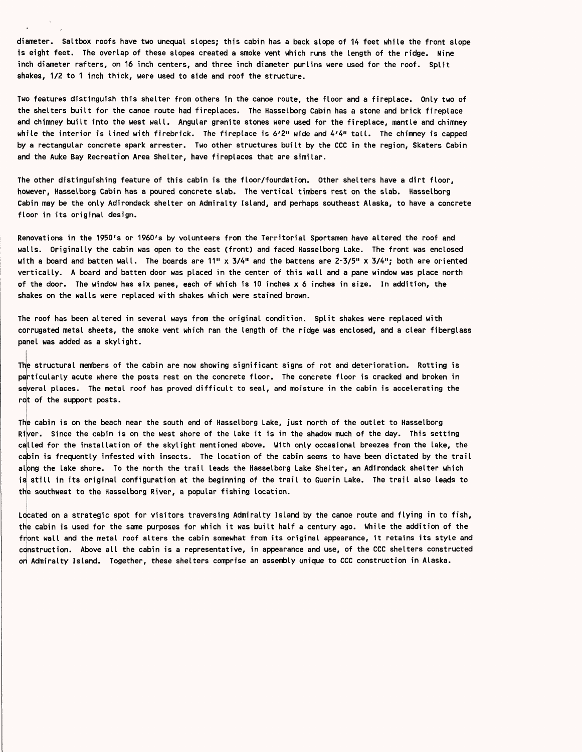diameter. Saltbox roofs have two unequal slopes; this cabin has a back slope of 14 feet while the front slope is eight feet. The overlap of these slopes created a smoke vent which runs the length of the ridge. Nine inch diameter rafters, on 16 inch centers, and three inch diameter purlins were used for the roof. Split shakes, 1/2 to 1 inch thick, were used to side and roof the structure.

Two features distinguish this shelter from others in the canoe route, the floor and a fireplace. Only two of the shelters built for the canoe route had fireplaces. The Hasselborg Cabin has a stone and brick fireplace and chimney built into the west wall. Angular granite stones were used for the fireplace, mantle and chimney while the interior is lined with firebrick. The fireplace is 6'2" wide and 4'4" tall. The chimney is capped by a rectangular concrete spark arrester. Two other structures built by the CCC in the region, Skaters Cabin and the Auke Bay Recreation Area Shelter, have fireplaces that are similar.

The other distinguishing feature of this cabin is the floor/foundation. Other shelters have a dirt floor, however, Hasselborg Cabin has a poured concrete slab. The vertical timbers rest on the slab. Hasselborg Cabin may be the only Adirondack shelter on Admiralty Island, and perhaps southeast Alaska, to have a concrete floor in its original design.

Renovations in the 1950's or 1960's by volunteers from the Territorial Sportsmen have altered the roof and walls. Originally the cabin was open to the east (front) and faced Hasselborg Lake. The front was enclosed with a board and batten wall. The boards are 11" x 3/4" and the battens are 2-3/5" x 3/4"; both are oriented vertically. A board and batten door was placed in the center of this wall and a pane window was place north of the door. The window has six panes, each of which is 10 inches x 6 inches in size. In addition, the shakes on the walls were replaced with shakes which were stained brown.

The roof has been altered in several ways from the original condition. Split shakes were replaced with corrugated metal sheets, the smoke vent which ran the length of the ridge was enclosed, and a clear fiberglass panel was added as a skylight.

The structural members of the cabin are now showing significant signs of rot and deterioration. Rotting is particularly acute where the posts rest on the concrete floor. The concrete floor is cracked and broken in several places. The metal roof has proved difficult to seal, and moisture in the cabin is accelerating the rot of the support posts.

The cabin is on the beach near the south end of Hasselborg Lake, just north of the outlet to Hasselborg River. Since the cabin is on the west shore of the lake it is in the shadow much of the day. This setting called for the installation of the skylight mentioned above. With only occasional breezes from the lake, the cabin is frequently infested with insects. The location of the cabin seems to have been dictated by the trail along the lake shore. To the north the trail leads the Hasselborg Lake Shelter, an Adirondack shelter which is still in its original configuration at the beginning of the trail to Guerin Lake. The trail also leads to the southwest to the Hasselborg River, a popular fishing location.

Located on a strategic spot for visitors traversing Admiralty Island by the canoe route and flying in to fish, the cabin is used for the same purposes for which it was built half a century ago. While the addition of the front wall and the metal roof alters the cabin somewhat from its original appearance, it retains its style and construction. Above all the cabin is a representative, in appearance and use, of the CCC shelters constructed on Admiralty Island. Together, these shelters comprise an assembly unique to CCC construction in Alaska.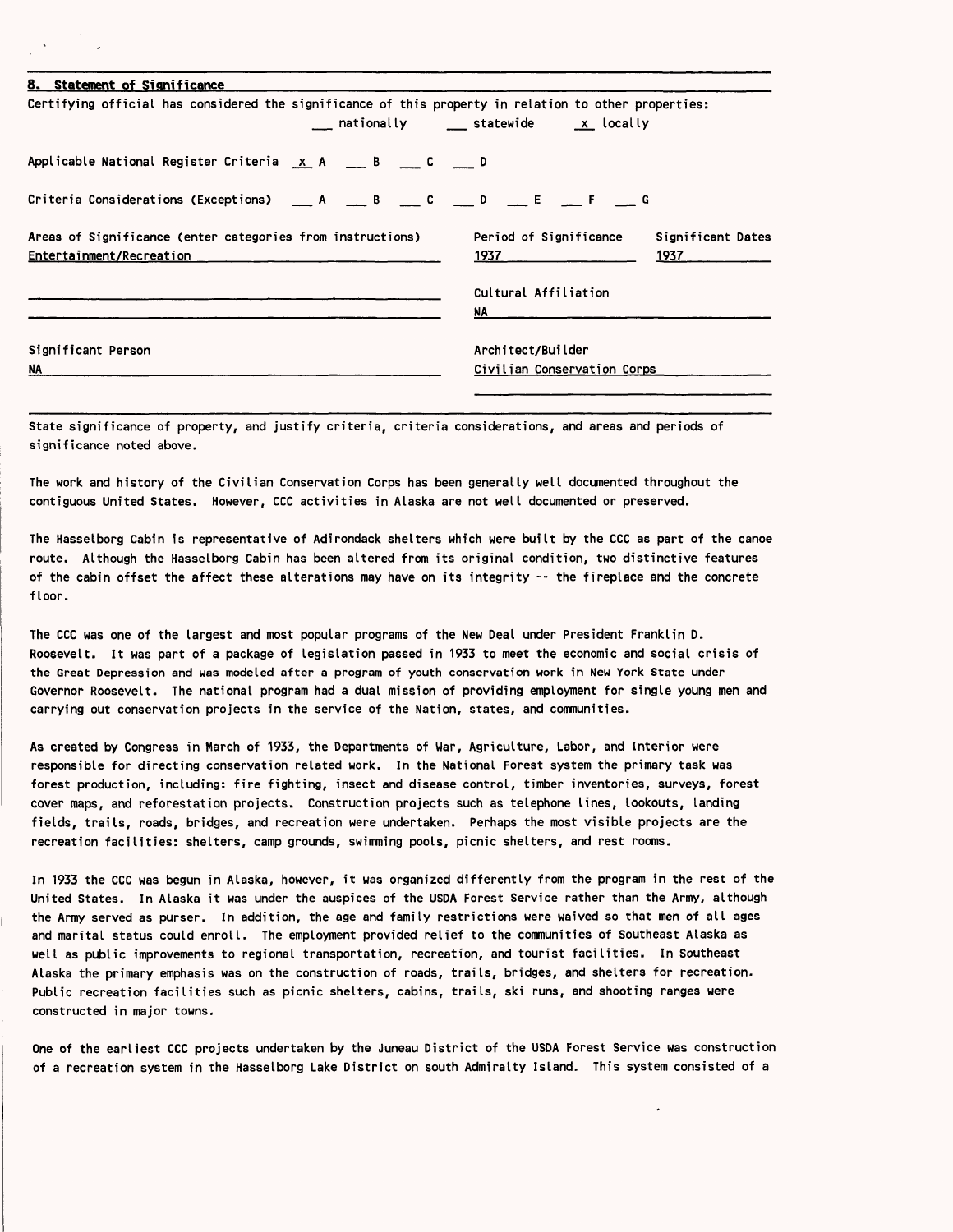## 8. Statement of Significance

Certifying official has considered the significance of this property in relation to other properties:
___ nationally ___ statewide _x_ locally

Applicable National Register Criteria _x_ A ___ B ___ C ___ D

Criteria Considerations (Exceptions) ___ A ___ B ___ C ___ D ___ E ___ F ___ G

| Areas of Significance (enter categories from instructions) | Period of Significance | Significant Dates |
|---|---|---|
| Entertainment/Recreation | 1937 | 1937 |
| | Cultural Affiliation | |
| | NA | |
| **Significant Person** | **Architect/Builder** | |
| NA | Civilian Conservation Corps | |

State significance of property, and justify criteria, criteria considerations, and areas and periods of significance noted above.

The work and history of the Civilian Conservation Corps has been generally well documented throughout the contiguous United States. However, CCC activities in Alaska are not well documented or preserved.

The Hasselborg Cabin is representative of Adirondack shelters which were built by the CCC as part of the canoe route. Although the Hasselborg Cabin has been altered from its original condition, two distinctive features of the cabin offset the affect these alterations may have on its integrity -- the fireplace and the concrete floor.

The CCC was one of the largest and most popular programs of the New Deal under President Franklin D. Roosevelt. It was part of a package of legislation passed in 1933 to meet the economic and social crisis of the Great Depression and was modeled after a program of youth conservation work in New York State under Governor Roosevelt. The national program had a dual mission of providing employment for single young men and carrying out conservation projects in the service of the Nation, states, and communities.

As created by Congress in March of 1933, the Departments of War, Agriculture, Labor, and Interior were responsible for directing conservation related work. In the National Forest system the primary task was forest production, including: fire fighting, insect and disease control, timber inventories, surveys, forest cover maps, and reforestation projects. Construction projects such as telephone lines, lookouts, landing fields, trails, roads, bridges, and recreation were undertaken. Perhaps the most visible projects are the recreation facilities: shelters, camp grounds, swimming pools, picnic shelters, and rest rooms.

In 1933 the CCC was begun in Alaska, however, it was organized differently from the program in the rest of the United States. In Alaska it was under the auspices of the USDA Forest Service rather than the Army, although the Army served as purser. In addition, the age and family restrictions were waived so that men of all ages and marital status could enroll. The employment provided relief to the communities of Southeast Alaska as well as public improvements to regional transportation, recreation, and tourist facilities. In Southeast Alaska the primary emphasis was on the construction of roads, trails, bridges, and shelters for recreation. Public recreation facilities such as picnic shelters, cabins, trails, ski runs, and shooting ranges were constructed in major towns.

One of the earliest CCC projects undertaken by the Juneau District of the USDA Forest Service was construction of a recreation system in the Hasselborg Lake District on south Admiralty Island. This system consisted of a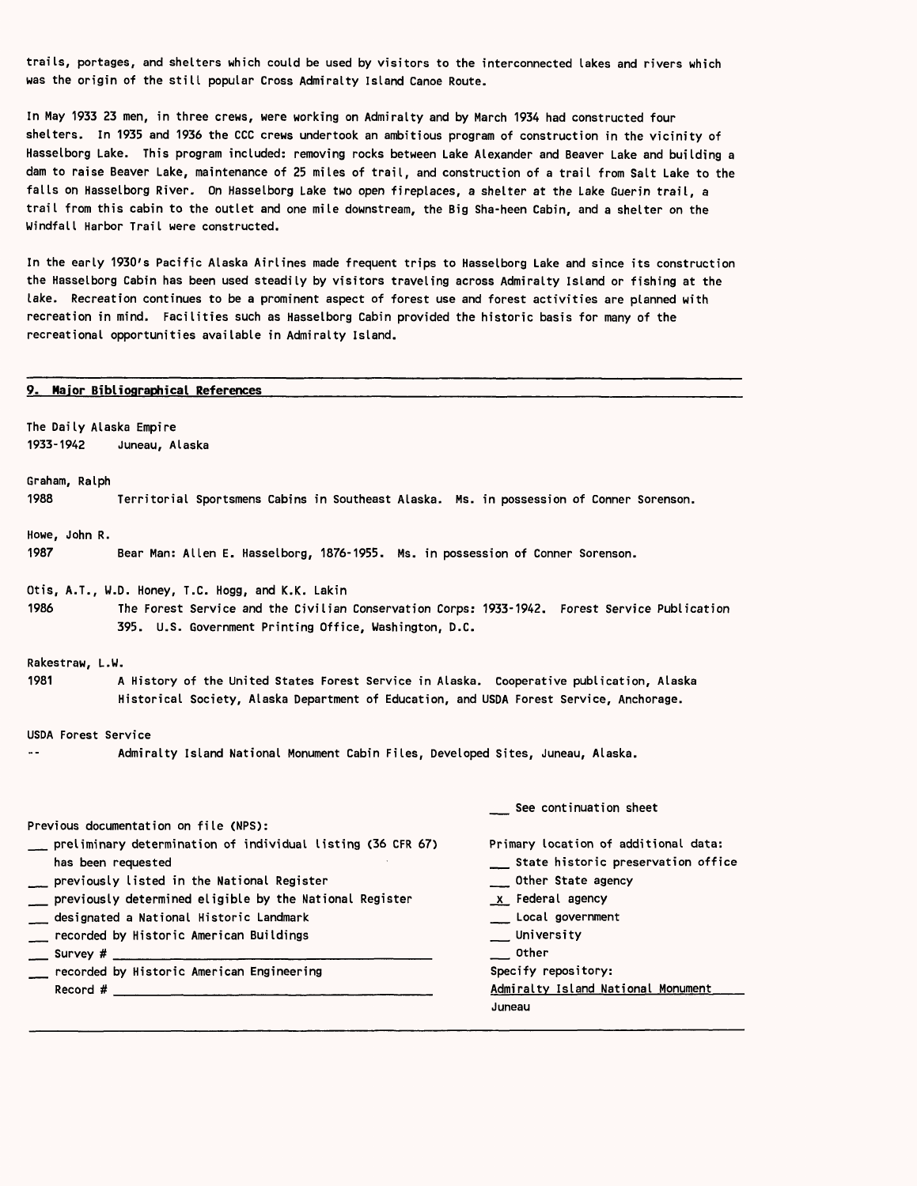trails, portages, and shelters which could be used by visitors to the interconnected lakes and rivers which was the origin of the still popular Cross Admiralty Island Canoe Route.

In May 1933 23 men, in three crews, were working on Admiralty and by March 1934 had constructed four shelters. In 1935 and 1936 the CCC crews undertook an ambitious program of construction in the vicinity of Hasselborg Lake. This program included: removing rocks between Lake Alexander and Beaver Lake and building a dam to raise Beaver Lake, maintenance of 25 miles of trail, and construction of a trail from Salt Lake to the falls on Hasselborg River. On Hasselborg Lake two open fireplaces, a shelter at the Lake Guerin trail, a trail from this cabin to the outlet and one mile downstream, the Big Sha-heen Cabin, and a shelter on the Windfall Harbor Trail were constructed.

In the early 1930's Pacific Alaska Airlines made frequent trips to Hasselborg Lake and since its construction the Hasselborg Cabin has been used steadily by visitors traveling across Admiralty Island or fishing at the lake. Recreation continues to be a prominent aspect of forest use and forest activities are planned with recreation in mind. Facilities such as Hasselborg Cabin provided the historic basis for many of the recreational opportunities available in Admiralty Island.

## 9. Major Bibliographical References

The Daily Alaska Empire
1933-1942 Juneau, Alaska

Graham, Ralph
1988 Territorial Sportsmens Cabins in Southeast Alaska. Ms. in possession of Conner Sorenson.

Howe, John R.
1987 Bear Man: Allen E. Hasselborg, 1876-1955. Ms. in possession of Conner Sorenson.

Otis, A.T., W.D. Honey, T.C. Hogg, and K.K. Lakin
1986 The Forest Service and the Civilian Conservation Corps: 1933-1942. Forest Service Publication 395. U.S. Government Printing Office, Washington, D.C.

Rakestraw, L.W.
1981 A History of the United States Forest Service in Alaska. Cooperative publication, Alaska Historical Society, Alaska Department of Education, and USDA Forest Service, Anchorage.

USDA Forest Service
-- Admiralty Island National Monument Cabin Files, Developed Sites, Juneau, Alaska.

___ See continuation sheet

Previous documentation on file (NPS):
- ___ preliminary determination of individual listing (36 CFR 67) has been requested
- ___ previously listed in the National Register
- ___ previously determined eligible by the National Register
- ___ designated a National Historic Landmark
- ___ recorded by Historic American Buildings Survey # ___
- ___ recorded by Historic American Engineering Record # ___

Primary location of additional data:
- ___ State historic preservation office
- ___ Other State agency
- _x_ Federal agency
- ___ Local government
- ___ University
- ___ Other

Specify repository:
Admiralty Island National Monument
Juneau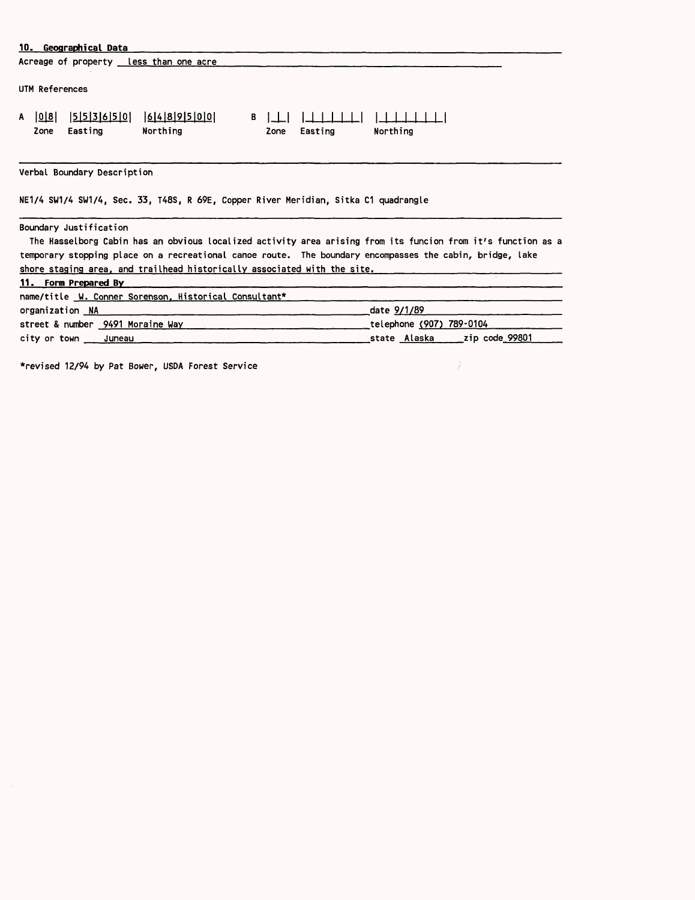## 10. Geographical Data

Acreage of property less than one acre

UTM References

| | Zone | Easting | Northing |
|---|---|---|---|
| A | 08 | 553650 | 6489500 |
| B | | | |

Verbal Boundary Description

NE1/4 SW1/4 SW1/4, Sec. 33, T48S, R 69E, Copper River Meridian, Sitka C1 quadrangle

Boundary Justification

The Hasselborg Cabin has an obvious localized activity area arising from its funcion from it's function as a temporary stopping place on a recreational canoe route. The boundary encompasses the cabin, bridge, lake shore staging area, and trailhead historically associated with the site.

## 11. Form Prepared By

name/title W. Conner Sorenson, Historical Consultant*

organization NA

date 9/1/89

street & number 9491 Moraine Way

telephone (907) 789-0104

city or town Juneau

state Alaska

zip code 99801

*revised 12/94 by Pat Bower, USDA Forest Service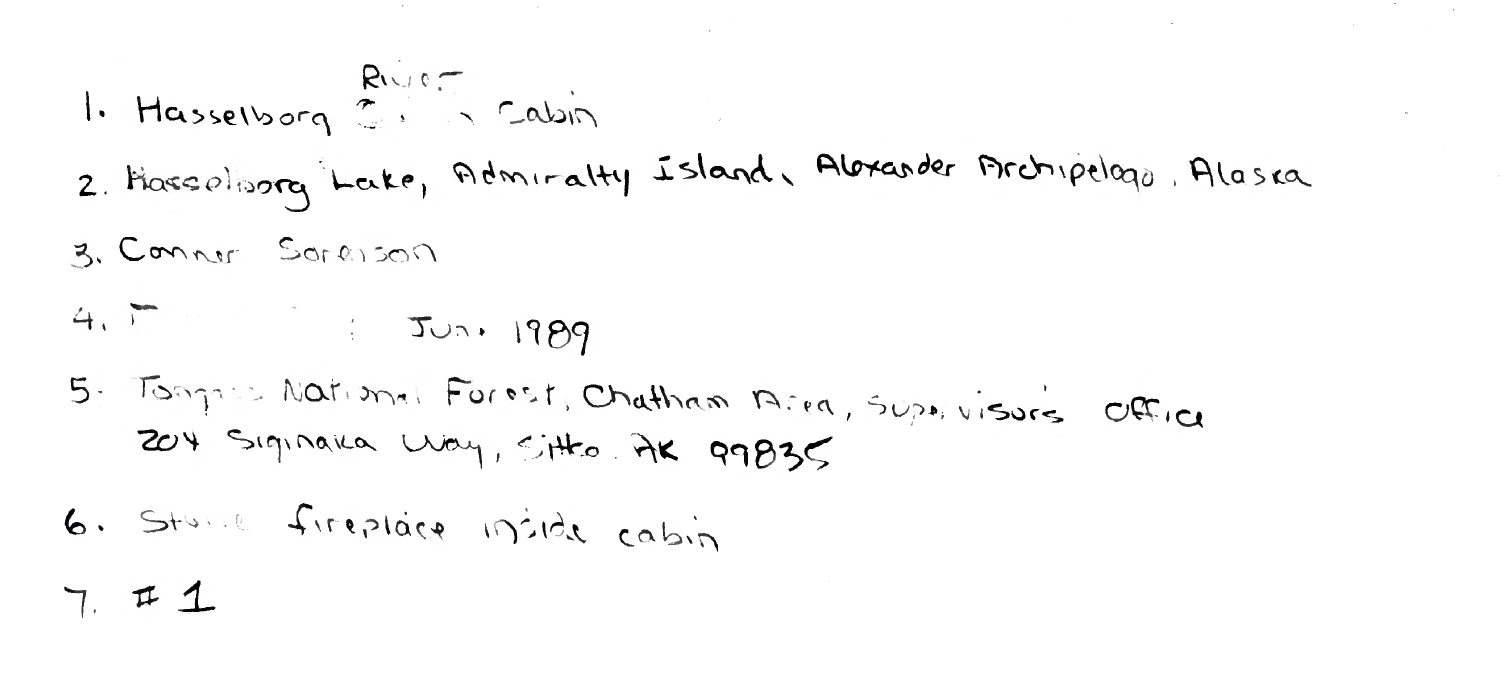1. Hasselborg River Cabin
2. Hasselborg Lake, Admiralty Island, Alexander Archipelago, Alaska
3. Conner Sorenson
4. F Jun. 1989
5. Tongass National Forest, Chatham Area, Supervisor's Office
   204 Siginaka Way, Sitka AK 99835
6. Stone fireplace inside cabin
7. # 1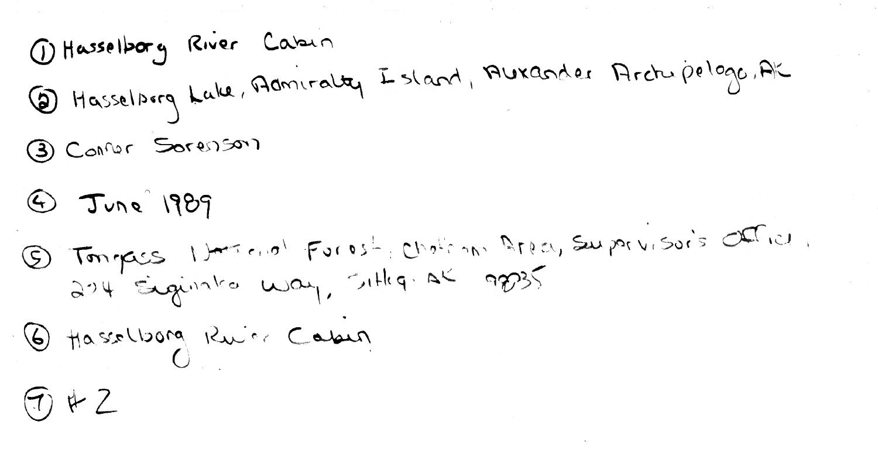1. Hasselborg River Cabin
2. Hasselborg Lake, Admiralty Island, Alexander Archipelago, AK
3. Connor Sorenson
4. June 1989
5. Tongass National Forest, Chatham Area, Supervisor's Office, 204 Siginaka Way, Sitka, AK 99835
6. Hasselborg River Cabin
7. #2